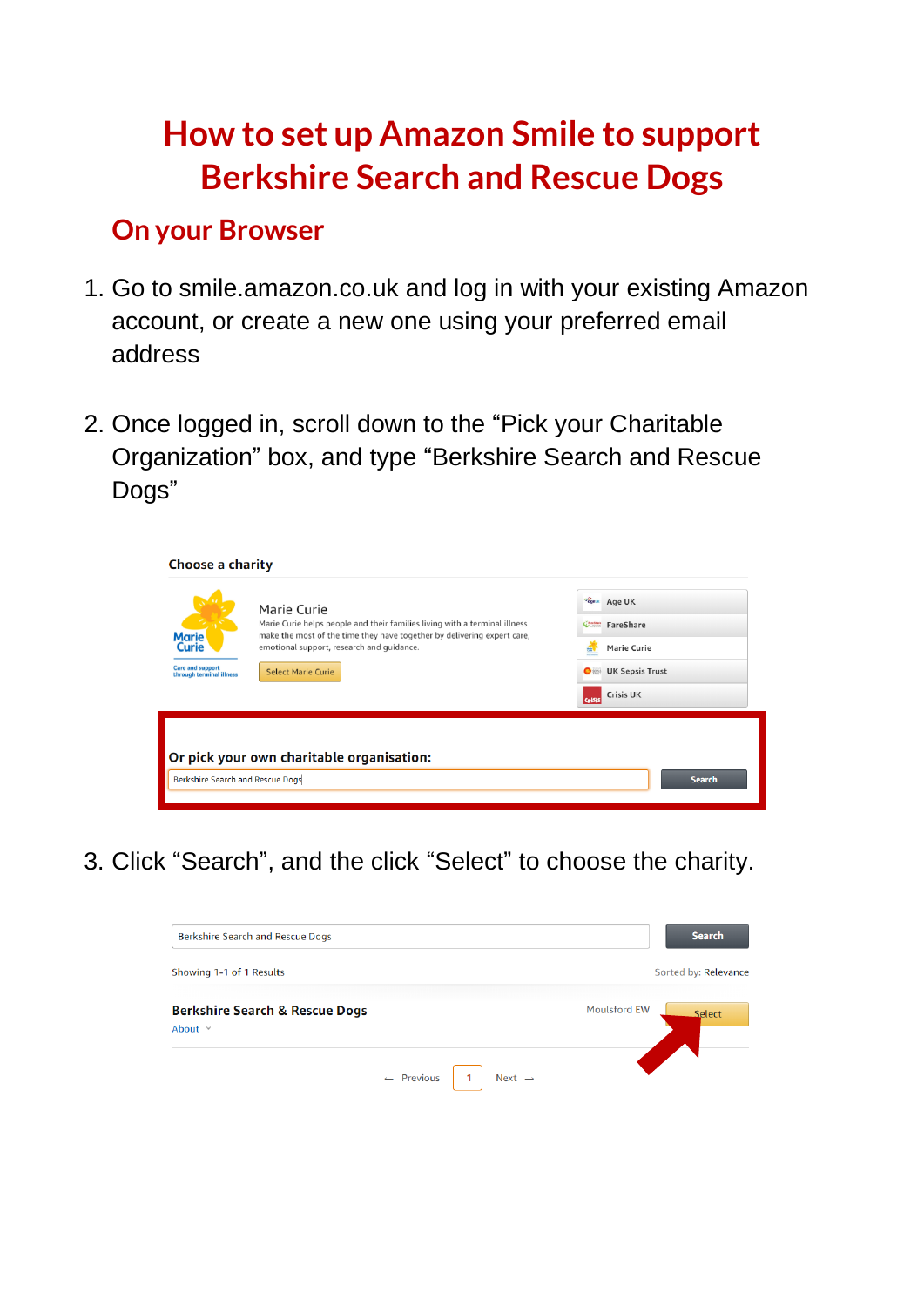# How to set up Amazon Smile to support Berkshire Search and Rescue Dogs

## On your Browser

1. Go to smile.amazon.co.uk and log in with your existing Amazon account, or create a new one using your preferred email address

2. Once logged in, scroll down to the "Pick your Charitable Organization" box, and type "Berkshire Search and Rescue Dogs"

3. Click "Search", and the click "Select" to choose the charity.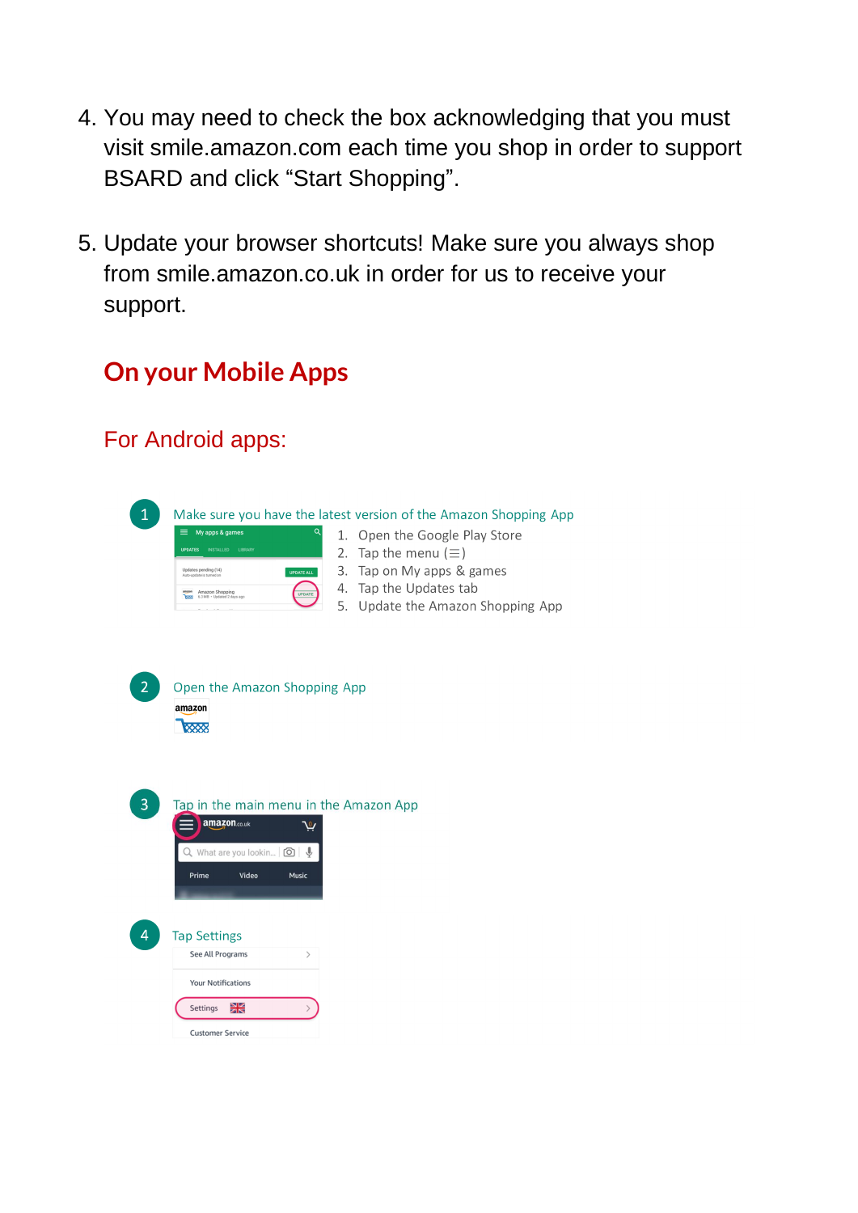4. You may need to check the box acknowledging that you must visit smile.amazon.com each time you shop in order to support BSARD and click “Start Shopping”.

5. Update your browser shortcuts! Make sure you always shop from smile.amazon.co.uk in order for us to receive your support.

## On your Mobile Apps

### For Android apps:

1 Make sure you have the latest version of the Amazon Shopping App

1. Open the Google Play Store
2. Tap the menu (☰)
3. Tap on My apps & games
4. Tap the Updates tab
5. Update the Amazon Shopping App

2 Open the Amazon Shopping App

3 Tap in the main menu in the Amazon App

4 Tap Settings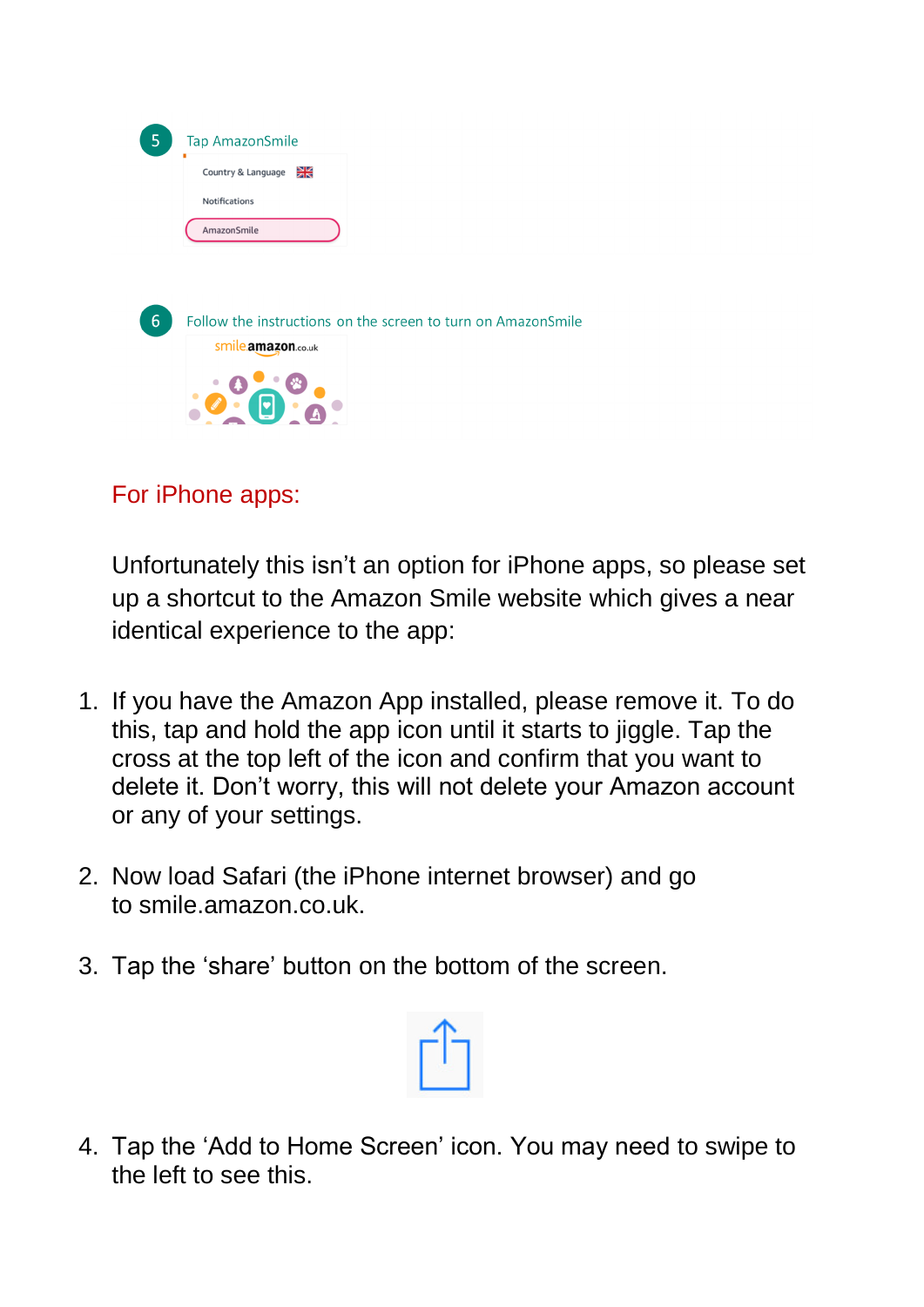5 Tap AmazonSmile

Country & Language

Notifications

AmazonSmile

6 Follow the instructions on the screen to turn on AmazonSmile

## For iPhone apps:

Unfortunately this isn't an option for iPhone apps, so please set up a shortcut to the Amazon Smile website which gives a near identical experience to the app:

1. If you have the Amazon App installed, please remove it. To do this, tap and hold the app icon until it starts to jiggle. Tap the cross at the top left of the icon and confirm that you want to delete it. Don't worry, this will not delete your Amazon account or any of your settings.

2. Now load Safari (the iPhone internet browser) and go to smile.amazon.co.uk.

3. Tap the 'share' button on the bottom of the screen.

4. Tap the 'Add to Home Screen' icon. You may need to swipe to the left to see this.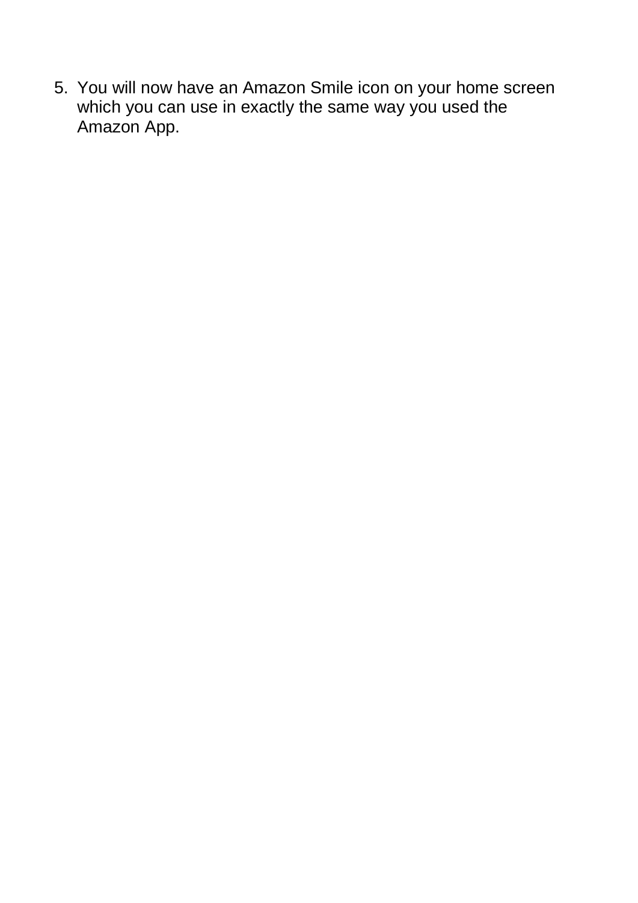5. You will now have an Amazon Smile icon on your home screen which you can use in exactly the same way you used the Amazon App.